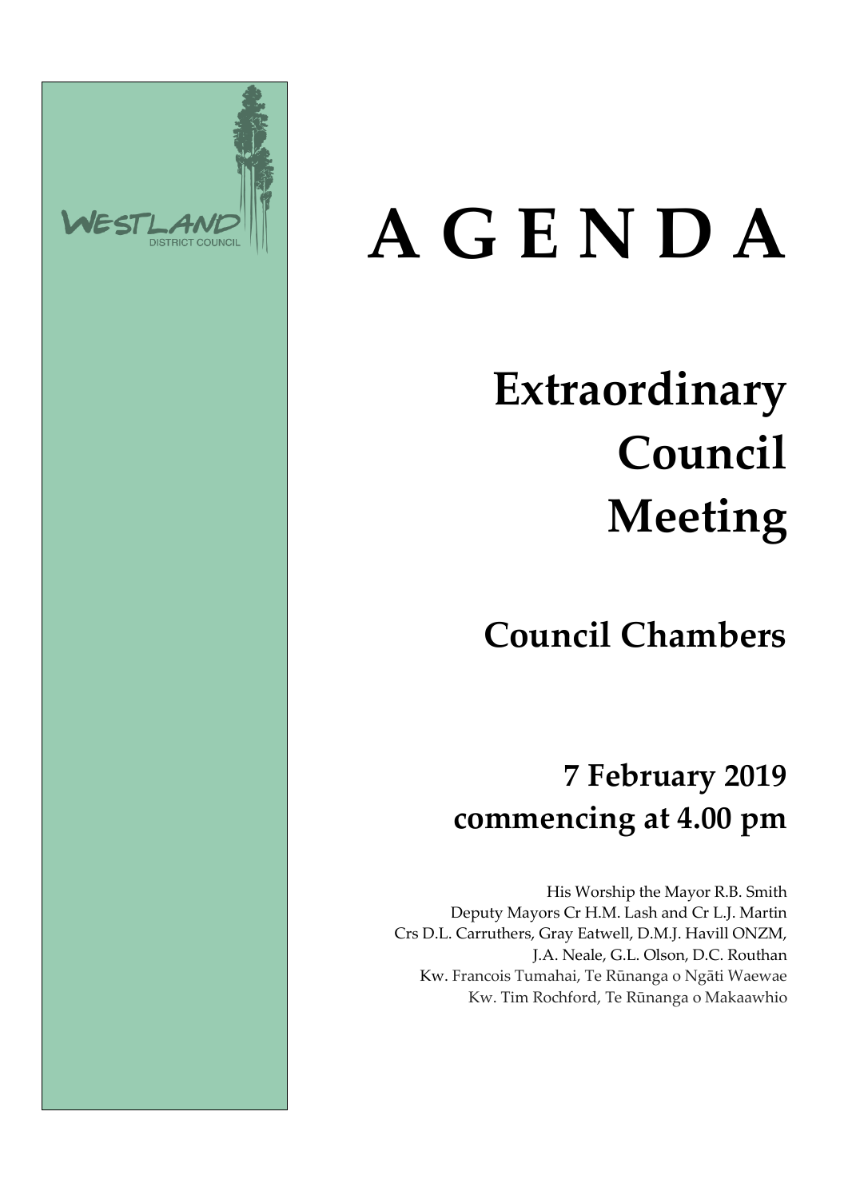WESTLAND DISTRICT COUNCIL

# A G E N D A

# Extraordinary Council Meeting

## Council Chambers

## 7 February 2019 commencing at 4.00 pm

His Worship the Mayor R.B. Smith
Deputy Mayors Cr H.M. Lash and Cr L.J. Martin
Crs D.L. Carruthers, Gray Eatwell, D.M.J. Havill ONZM, J.A. Neale, G.L. Olson, D.C. Routhan
Kw. Francois Tumahai, Te Rūnanga o Ngāti Waewae
Kw. Tim Rochford, Te Rūnanga o Makaawhio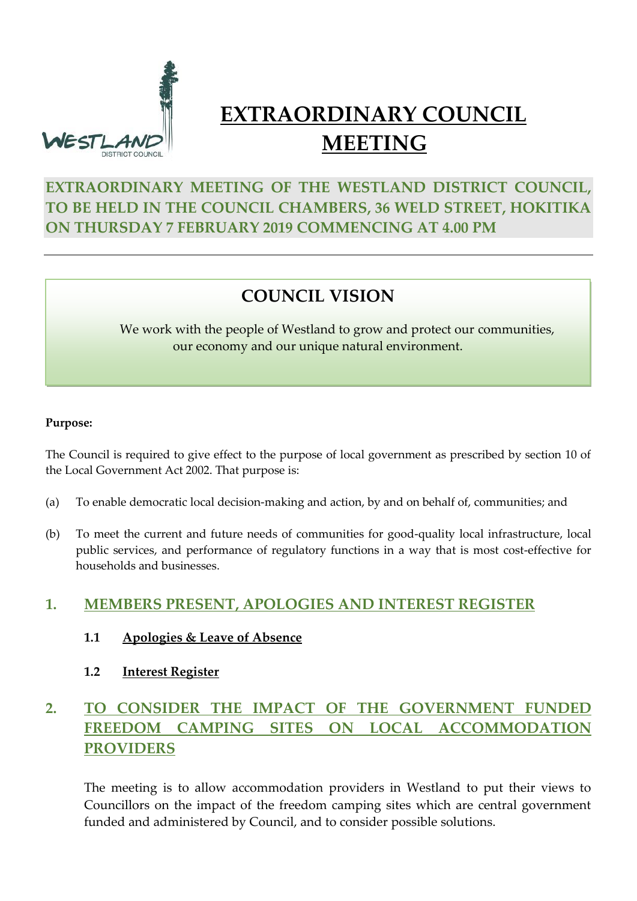# EXTRAORDINARY COUNCIL MEETING

## EXTRAORDINARY MEETING OF THE WESTLAND DISTRICT COUNCIL, TO BE HELD IN THE COUNCIL CHAMBERS, 36 WELD STREET, HOKITIKA ON THURSDAY 7 FEBRUARY 2019 COMMENCING AT 4.00 PM

## COUNCIL VISION

We work with the people of Westland to grow and protect our communities, our economy and our unique natural environment.

**Purpose:**

The Council is required to give effect to the purpose of local government as prescribed by section 10 of the Local Government Act 2002. That purpose is:

(a) To enable democratic local decision-making and action, by and on behalf of, communities; and

(b) To meet the current and future needs of communities for good-quality local infrastructure, local public services, and performance of regulatory functions in a way that is most cost-effective for households and businesses.

## 1. MEMBERS PRESENT, APOLOGIES AND INTEREST REGISTER

### 1.1 Apologies & Leave of Absence

### 1.2 Interest Register

## 2. TO CONSIDER THE IMPACT OF THE GOVERNMENT FUNDED FREEDOM CAMPING SITES ON LOCAL ACCOMMODATION PROVIDERS

The meeting is to allow accommodation providers in Westland to put their views to Councillors on the impact of the freedom camping sites which are central government funded and administered by Council, and to consider possible solutions.